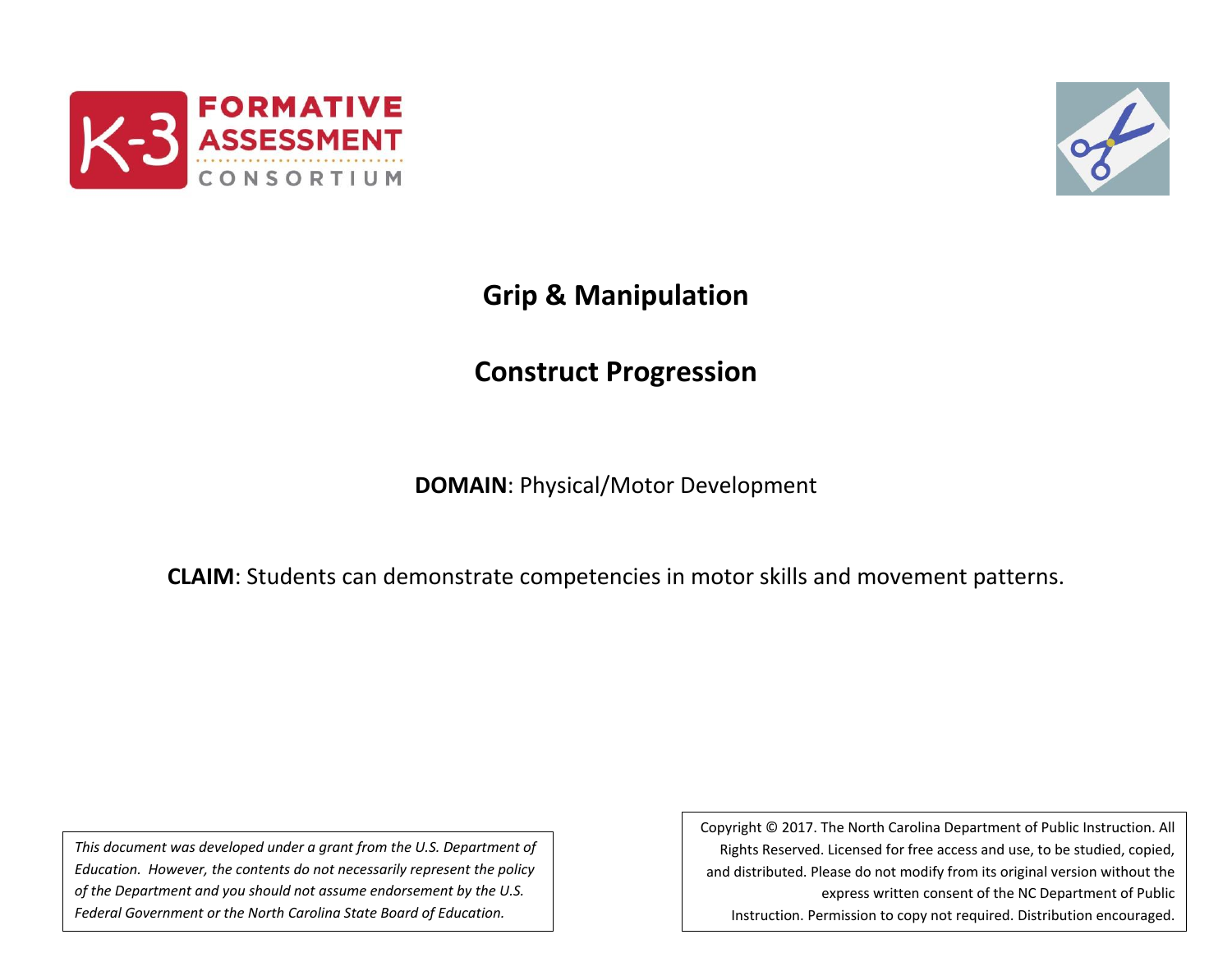K-3 FORMATIVE ASSESSMENT CONSORTIUM

# Grip & Manipulation

# Construct Progression

**DOMAIN**: Physical/Motor Development

**CLAIM**: Students can demonstrate competencies in motor skills and movement patterns.

*This document was developed under a grant from the U.S. Department of Education. However, the contents do not necessarily represent the policy of the Department and you should not assume endorsement by the U.S. Federal Government or the North Carolina State Board of Education.*

Copyright © 2017. The North Carolina Department of Public Instruction. All Rights Reserved. Licensed for free access and use, to be studied, copied, and distributed. Please do not modify from its original version without the express written consent of the NC Department of Public Instruction. Permission to copy not required. Distribution encouraged.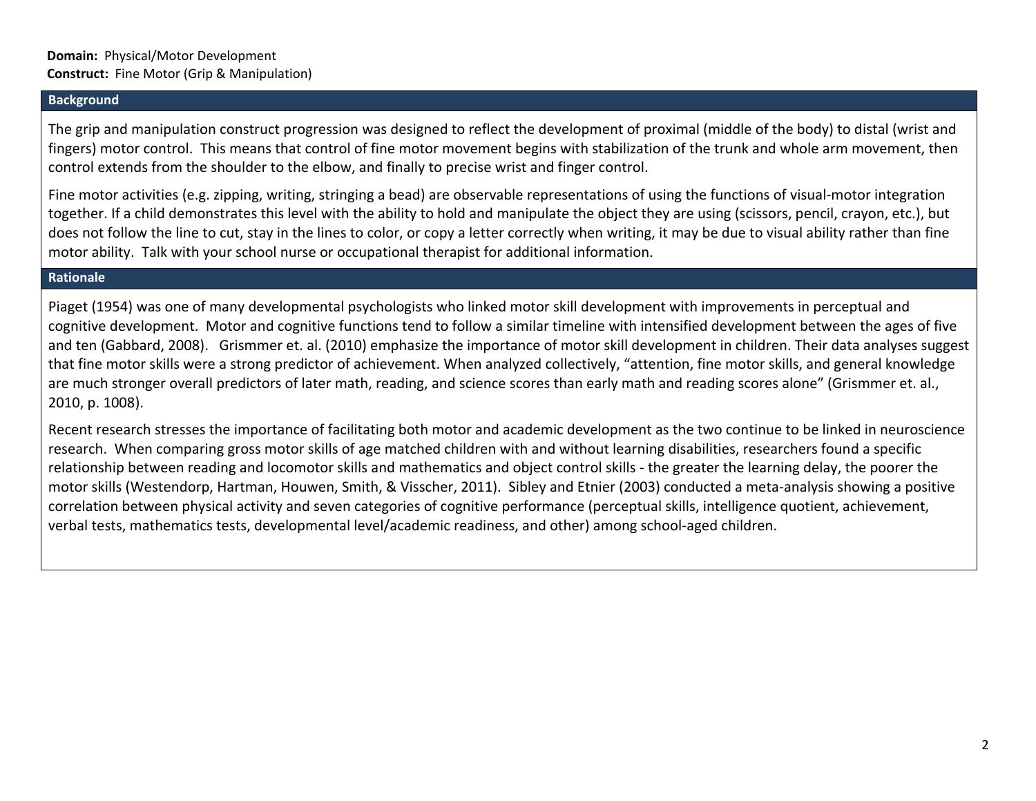**Domain:** Physical/Motor Development
**Construct:** Fine Motor (Grip & Manipulation)

## Background

The grip and manipulation construct progression was designed to reflect the development of proximal (middle of the body) to distal (wrist and fingers) motor control. This means that control of fine motor movement begins with stabilization of the trunk and whole arm movement, then control extends from the shoulder to the elbow, and finally to precise wrist and finger control.

Fine motor activities (e.g. zipping, writing, stringing a bead) are observable representations of using the functions of visual-motor integration together. If a child demonstrates this level with the ability to hold and manipulate the object they are using (scissors, pencil, crayon, etc.), but does not follow the line to cut, stay in the lines to color, or copy a letter correctly when writing, it may be due to visual ability rather than fine motor ability. Talk with your school nurse or occupational therapist for additional information.

## Rationale

Piaget (1954) was one of many developmental psychologists who linked motor skill development with improvements in perceptual and cognitive development. Motor and cognitive functions tend to follow a similar timeline with intensified development between the ages of five and ten (Gabbard, 2008). Grismmer et. al. (2010) emphasize the importance of motor skill development in children. Their data analyses suggest that fine motor skills were a strong predictor of achievement. When analyzed collectively, "attention, fine motor skills, and general knowledge are much stronger overall predictors of later math, reading, and science scores than early math and reading scores alone" (Grismmer et. al., 2010, p. 1008).

Recent research stresses the importance of facilitating both motor and academic development as the two continue to be linked in neuroscience research. When comparing gross motor skills of age matched children with and without learning disabilities, researchers found a specific relationship between reading and locomotor skills and mathematics and object control skills - the greater the learning delay, the poorer the motor skills (Westendorp, Hartman, Houwen, Smith, & Visscher, 2011). Sibley and Etnier (2003) conducted a meta-analysis showing a positive correlation between physical activity and seven categories of cognitive performance (perceptual skills, intelligence quotient, achievement, verbal tests, mathematics tests, developmental level/academic readiness, and other) among school-aged children.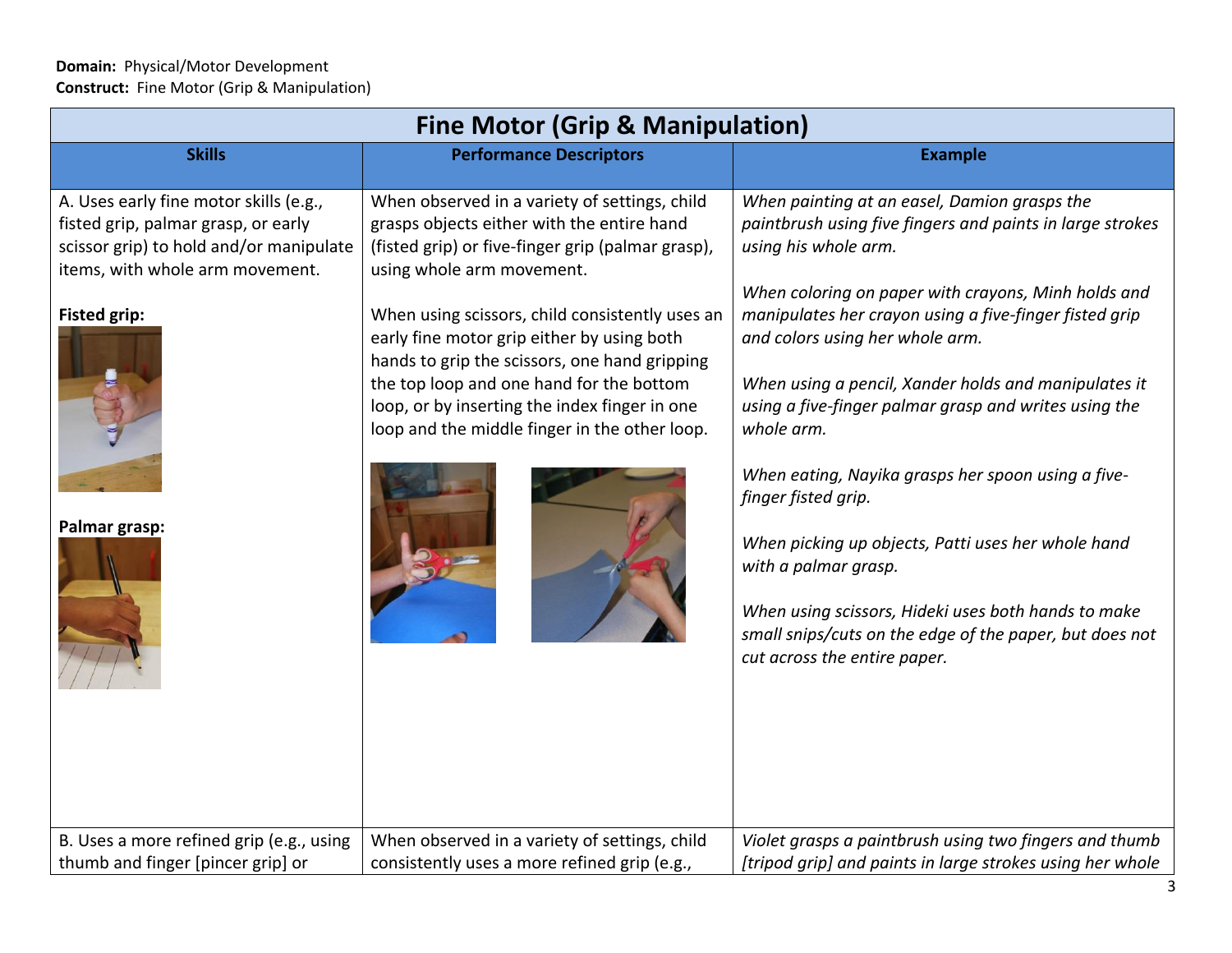**Domain:** Physical/Motor Development
**Construct:** Fine Motor (Grip & Manipulation)

## Fine Motor (Grip & Manipulation)

| Skills | Performance Descriptors | Example |
|---|---|---|
| A. Uses early fine motor skills (e.g., fisted grip, palmar grasp, or early scissor grip) to hold and/or manipulate items, with whole arm movement.<br><br>**Fisted grip:**<br><br>**Palmar grasp:** | When observed in a variety of settings, child grasps objects either with the entire hand (fisted grip) or five-finger grip (palmar grasp), using whole arm movement.<br><br>When using scissors, child consistently uses an early fine motor grip either by using both hands to grip the scissors, one hand gripping the top loop and one hand for the bottom loop, or by inserting the index finger in one loop and the middle finger in the other loop. | *When painting at an easel, Damion grasps the paintbrush using five fingers and paints in large strokes using his whole arm.*<br><br>*When coloring on paper with crayons, Minh holds and manipulates her crayon using a five-finger fisted grip and colors using her whole arm.*<br><br>*When using a pencil, Xander holds and manipulates it using a five-finger palmar grasp and writes using the whole arm.*<br><br>*When eating, Nayika grasps her spoon using a five-finger fisted grip.*<br><br>*When picking up objects, Patti uses her whole hand with a palmar grasp.*<br><br>*When using scissors, Hideki uses both hands to make small snips/cuts on the edge of the paper, but does not cut across the entire paper.* |
| B. Uses a more refined grip (e.g., using thumb and finger [pincer grip] or | When observed in a variety of settings, child consistently uses a more refined grip (e.g., | *Violet grasps a paintbrush using two fingers and thumb [tripod grip] and paints in large strokes using her whole* |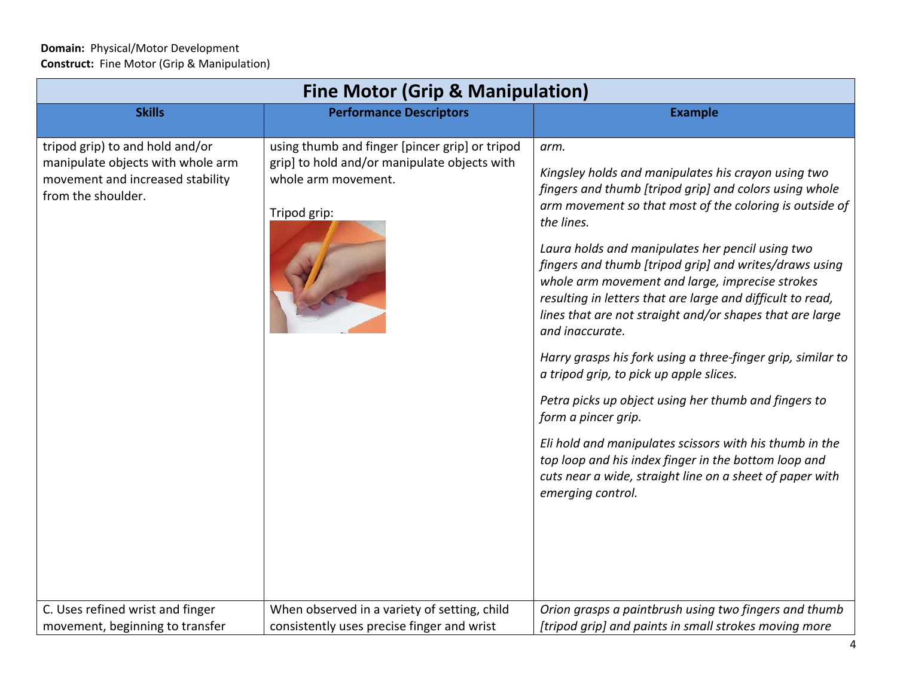**Domain:** Physical/Motor Development
**Construct:** Fine Motor (Grip & Manipulation)

| Fine Motor (Grip & Manipulation) | | |
|---|---|---|
| **Skills** | **Performance Descriptors** | **Example** |
| tripod grip) to and hold and/or manipulate objects with whole arm movement and increased stability from the shoulder. | using thumb and finger [pincer grip] or tripod grip] to hold and/or manipulate objects with whole arm movement.<br><br>Tripod grip: | *arm.*<br><br>*Kingsley holds and manipulates his crayon using two fingers and thumb [tripod grip] and colors using whole arm movement so that most of the coloring is outside of the lines.*<br><br>*Laura holds and manipulates her pencil using two fingers and thumb [tripod grip] and writes/draws using whole arm movement and large, imprecise strokes resulting in letters that are large and difficult to read, lines that are not straight and/or shapes that are large and inaccurate.*<br><br>*Harry grasps his fork using a three-finger grip, similar to a tripod grip, to pick up apple slices.*<br><br>*Petra picks up object using her thumb and fingers to form a pincer grip.*<br><br>*Eli hold and manipulates scissors with his thumb in the top loop and his index finger in the bottom loop and cuts near a wide, straight line on a sheet of paper with emerging control.* |
| C. Uses refined wrist and finger movement, beginning to transfer | When observed in a variety of setting, child consistently uses precise finger and wrist | *Orion grasps a paintbrush using two fingers and thumb [tripod grip] and paints in small strokes moving more* |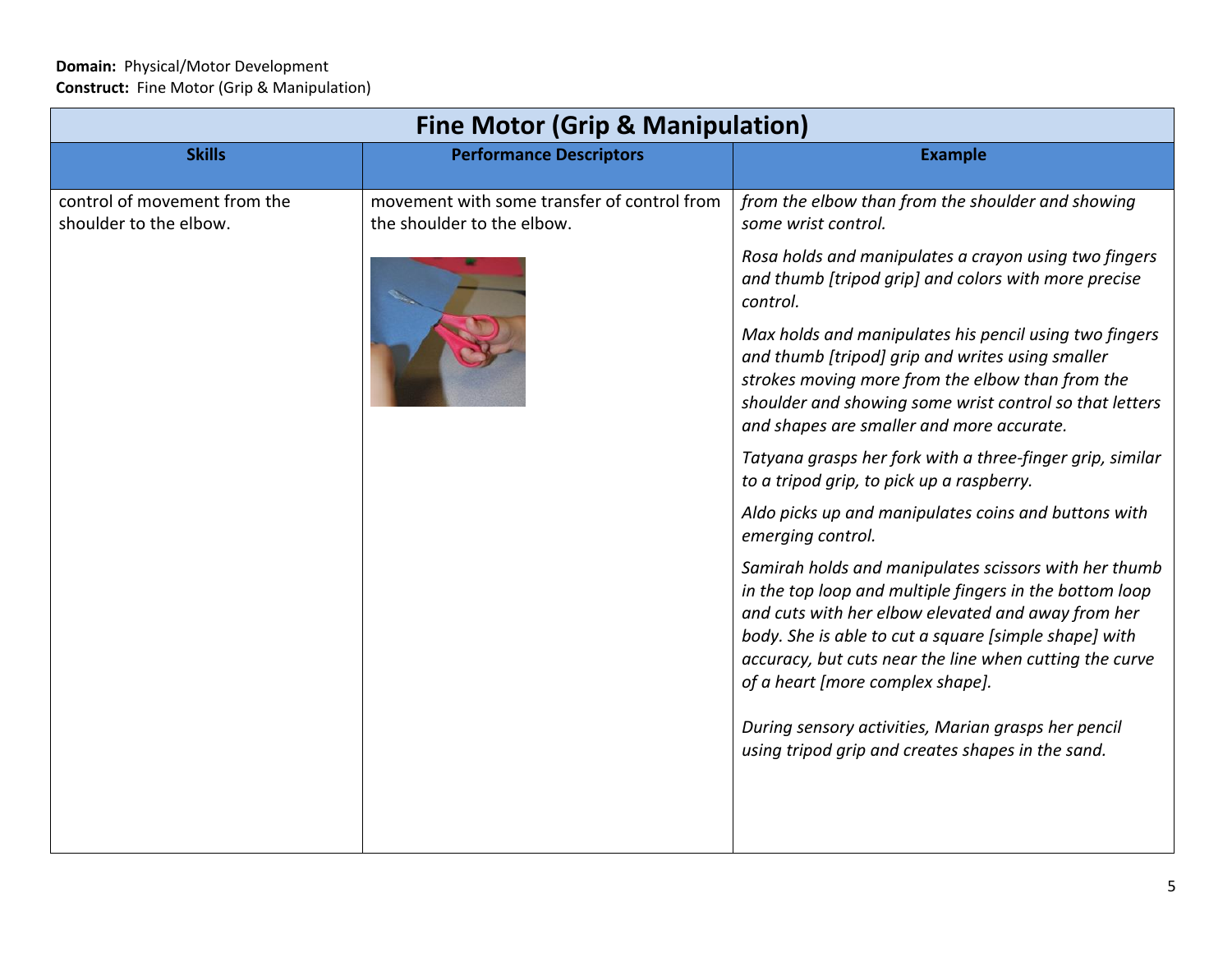**Domain:** Physical/Motor Development
**Construct:** Fine Motor (Grip & Manipulation)

| Fine Motor (Grip & Manipulation) | | |
|---|---|---|
| **Skills** | **Performance Descriptors** | **Example** |
| control of movement from the shoulder to the elbow. | movement with some transfer of control from the shoulder to the elbow. | *from the elbow than from the shoulder and showing some wrist control.*<br><br>*Rosa holds and manipulates a crayon using two fingers and thumb [tripod grip] and colors with more precise control.*<br><br>*Max holds and manipulates his pencil using two fingers and thumb [tripod] grip and writes using smaller strokes moving more from the elbow than from the shoulder and showing some wrist control so that letters and shapes are smaller and more accurate.*<br><br>*Tatyana grasps her fork with a three-finger grip, similar to a tripod grip, to pick up a raspberry.*<br><br>*Aldo picks up and manipulates coins and buttons with emerging control.*<br><br>*Samirah holds and manipulates scissors with her thumb in the top loop and multiple fingers in the bottom loop and cuts with her elbow elevated and away from her body. She is able to cut a square [simple shape] with accuracy, but cuts near the line when cutting the curve of a heart [more complex shape].*<br><br>*During sensory activities, Marian grasps her pencil using tripod grip and creates shapes in the sand.* |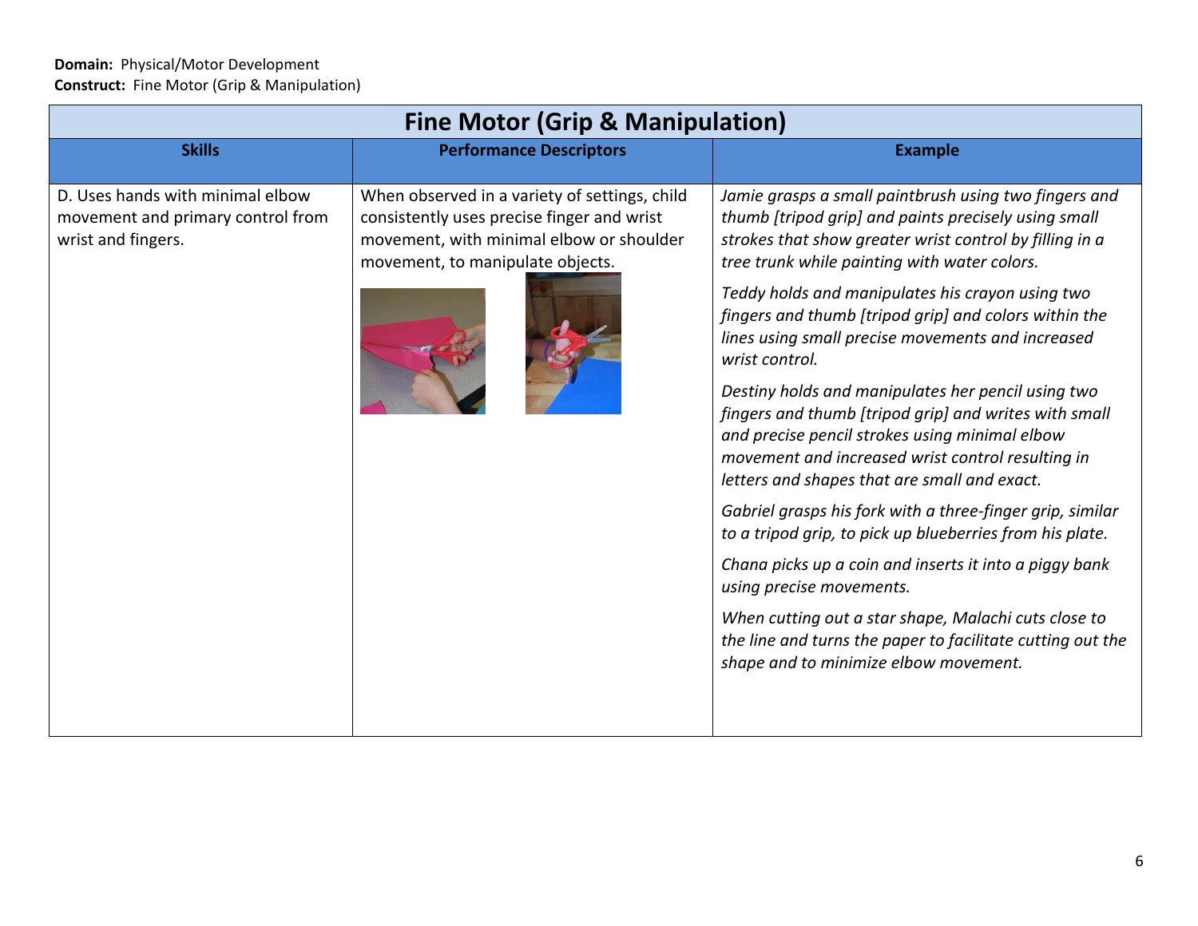**Domain:** Physical/Motor Development
**Construct:** Fine Motor (Grip & Manipulation)

## Fine Motor (Grip & Manipulation)

| Skills | Performance Descriptors | Example |
|---|---|---|
| D. Uses hands with minimal elbow movement and primary control from wrist and fingers. | When observed in a variety of settings, child consistently uses precise finger and wrist movement, with minimal elbow or shoulder movement, to manipulate objects. | *Jamie grasps a small paintbrush using two fingers and thumb [tripod grip] and paints precisely using small strokes that show greater wrist control by filling in a tree trunk while painting with water colors.*<br><br>*Teddy holds and manipulates his crayon using two fingers and thumb [tripod grip] and colors within the lines using small precise movements and increased wrist control.*<br><br>*Destiny holds and manipulates her pencil using two fingers and thumb [tripod grip] and writes with small and precise pencil strokes using minimal elbow movement and increased wrist control resulting in letters and shapes that are small and exact.*<br><br>*Gabriel grasps his fork with a three-finger grip, similar to a tripod grip, to pick up blueberries from his plate.*<br><br>*Chana picks up a coin and inserts it into a piggy bank using precise movements.*<br><br>*When cutting out a star shape, Malachi cuts close to the line and turns the paper to facilitate cutting out the shape and to minimize elbow movement.* |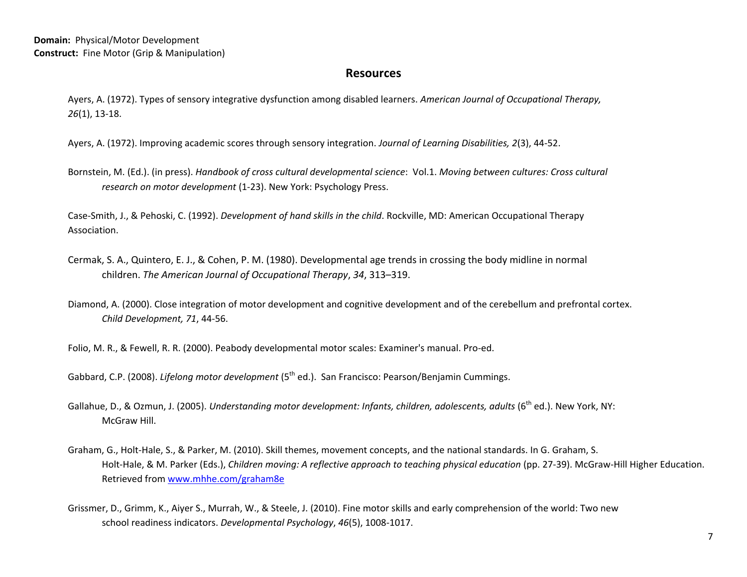**Domain:** Physical/Motor Development
**Construct:** Fine Motor (Grip & Manipulation)

## Resources

Ayers, A. (1972). Types of sensory integrative dysfunction among disabled learners. *American Journal of Occupational Therapy, 26*(1), 13-18.

Ayers, A. (1972). Improving academic scores through sensory integration. *Journal of Learning Disabilities, 2*(3), 44-52.

Bornstein, M. (Ed.). (in press). *Handbook of cross cultural developmental science*: Vol.1. *Moving between cultures: Cross cultural research on motor development* (1-23). New York: Psychology Press.

Case-Smith, J., & Pehoski, C. (1992). *Development of hand skills in the child*. Rockville, MD: American Occupational Therapy Association.

Cermak, S. A., Quintero, E. J., & Cohen, P. M. (1980). Developmental age trends in crossing the body midline in normal children. *The American Journal of Occupational Therapy*, *34*, 313–319.

Diamond, A. (2000). Close integration of motor development and cognitive development and of the cerebellum and prefrontal cortex. *Child Development, 71*, 44-56.

Folio, M. R., & Fewell, R. R. (2000). Peabody developmental motor scales: Examiner's manual. Pro-ed.

Gabbard, C.P. (2008). *Lifelong motor development* (5th ed.). San Francisco: Pearson/Benjamin Cummings.

Gallahue, D., & Ozmun, J. (2005). *Understanding motor development: Infants, children, adolescents, adults* (6th ed.). New York, NY: McGraw Hill.

Graham, G., Holt-Hale, S., & Parker, M. (2010). Skill themes, movement concepts, and the national standards. In G. Graham, S. Holt-Hale, & M. Parker (Eds.), *Children moving: A reflective approach to teaching physical education* (pp. 27-39). McGraw-Hill Higher Education. Retrieved from [www.mhhe.com/graham8e](http://www.mhhe.com/graham8e)

Grissmer, D., Grimm, K., Aiyer S., Murrah, W., & Steele, J. (2010). Fine motor skills and early comprehension of the world: Two new school readiness indicators. *Developmental Psychology*, *46*(5), 1008-1017.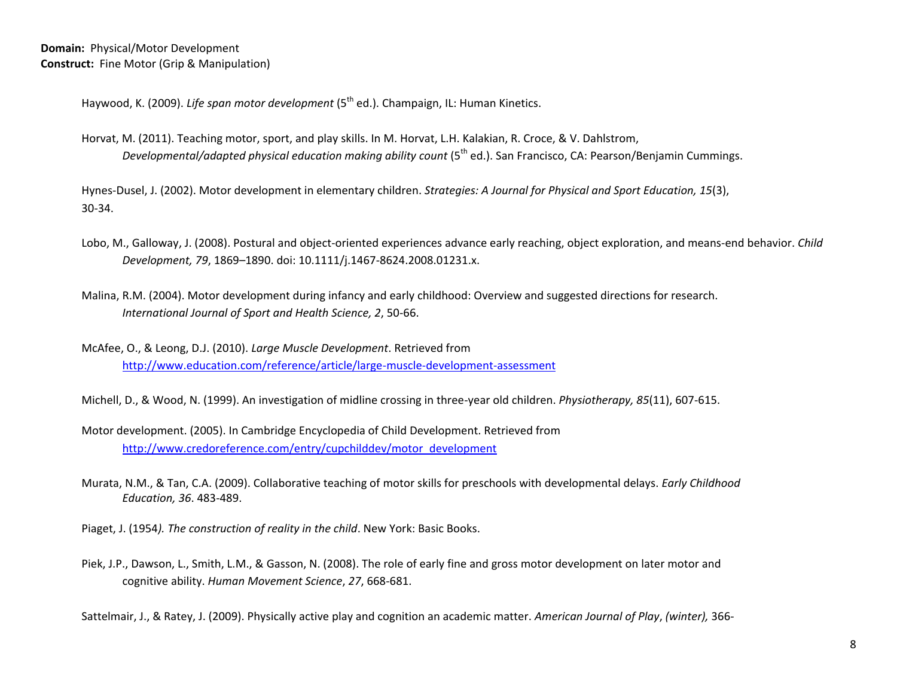**Domain:** Physical/Motor Development
**Construct:** Fine Motor (Grip & Manipulation)

Haywood, K. (2009). *Life span motor development* (5th ed.). Champaign, IL: Human Kinetics.

Horvat, M. (2011). Teaching motor, sport, and play skills. In M. Horvat, L.H. Kalakian, R. Croce, & V. Dahlstrom, *Developmental/adapted physical education making ability count* (5th ed.). San Francisco, CA: Pearson/Benjamin Cummings.

Hynes-Dusel, J. (2002). Motor development in elementary children. *Strategies: A Journal for Physical and Sport Education, 15*(3), 30-34.

Lobo, M., Galloway, J. (2008). Postural and object-oriented experiences advance early reaching, object exploration, and means-end behavior. *Child Development, 79*, 1869–1890. doi: 10.1111/j.1467-8624.2008.01231.x.

Malina, R.M. (2004). Motor development during infancy and early childhood: Overview and suggested directions for research. *International Journal of Sport and Health Science, 2*, 50-66.

McAfee, O., & Leong, D.J. (2010). *Large Muscle Development*. Retrieved from http://www.education.com/reference/article/large-muscle-development-assessment

Michell, D., & Wood, N. (1999). An investigation of midline crossing in three-year old children. *Physiotherapy, 85*(11), 607-615.

Motor development. (2005). In Cambridge Encyclopedia of Child Development. Retrieved from http://www.credoreference.com/entry/cupchilddev/motor_development

Murata, N.M., & Tan, C.A. (2009). Collaborative teaching of motor skills for preschools with developmental delays. *Early Childhood Education, 36*. 483-489.

Piaget, J. (1954*). The construction of reality in the child*. New York: Basic Books.

Piek, J.P., Dawson, L., Smith, L.M., & Gasson, N. (2008). The role of early fine and gross motor development on later motor and cognitive ability. *Human Movement Science*, *27*, 668-681.

Sattelmair, J., & Ratey, J. (2009). Physically active play and cognition an academic matter. *American Journal of Play*, *(winter),* 366-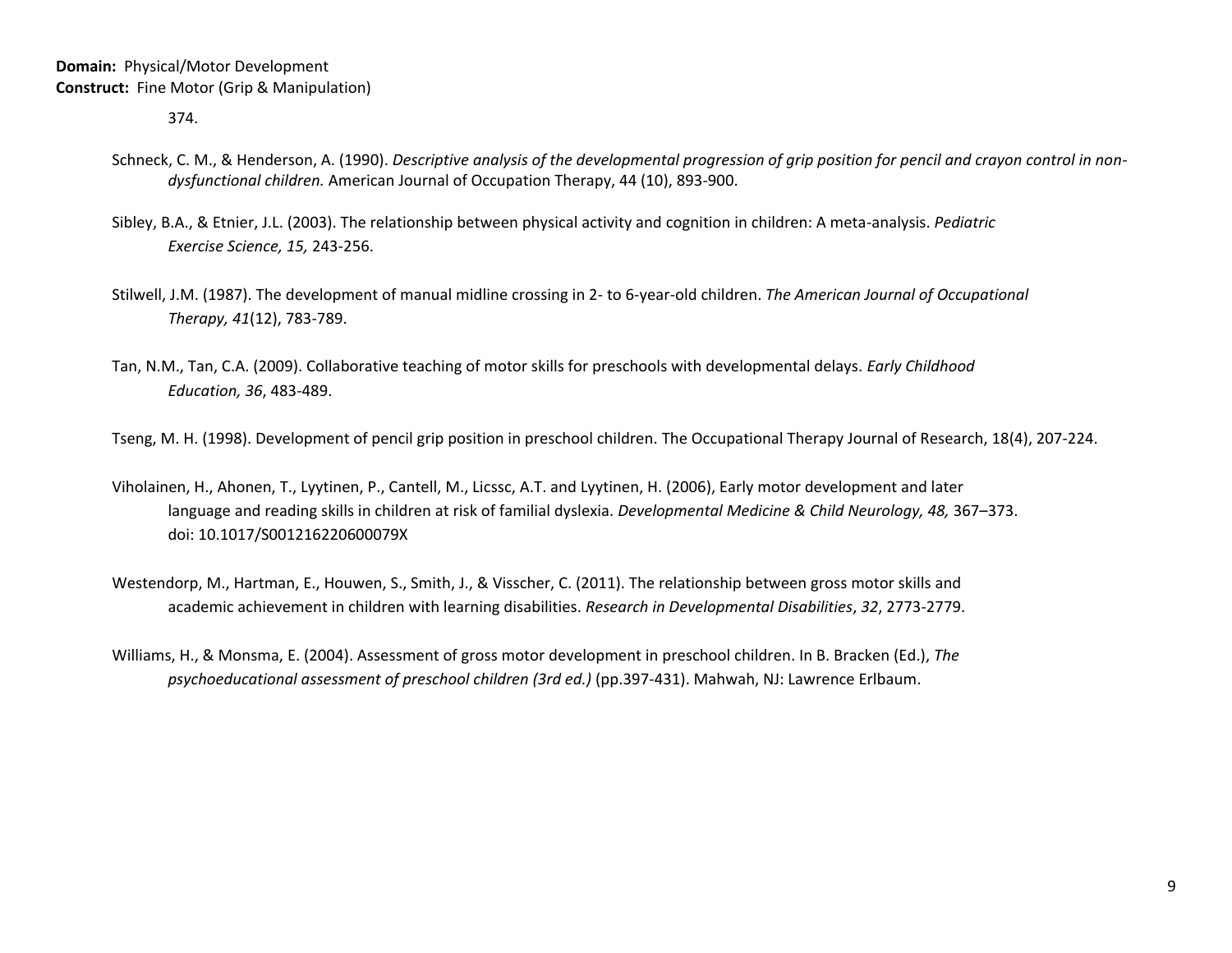374.

Schneck, C. M., & Henderson, A. (1990). *Descriptive analysis of the developmental progression of grip position for pencil and crayon control in non-dysfunctional children.* American Journal of Occupation Therapy, 44 (10), 893-900.

Sibley, B.A., & Etnier, J.L. (2003). The relationship between physical activity and cognition in children: A meta-analysis. *Pediatric Exercise Science, 15,* 243-256.

Stilwell, J.M. (1987). The development of manual midline crossing in 2- to 6-year-old children. *The American Journal of Occupational Therapy, 41*(12), 783-789.

Tan, N.M., Tan, C.A. (2009). Collaborative teaching of motor skills for preschools with developmental delays. *Early Childhood Education, 36*, 483-489.

Tseng, M. H. (1998). Development of pencil grip position in preschool children. The Occupational Therapy Journal of Research, 18(4), 207-224.

Viholainen, H., Ahonen, T., Lyytinen, P., Cantell, M., Licssc, A.T. and Lyytinen, H. (2006), Early motor development and later language and reading skills in children at risk of familial dyslexia. *Developmental Medicine & Child Neurology, 48,* 367–373. doi: 10.1017/S001216220600079X

Westendorp, M., Hartman, E., Houwen, S., Smith, J., & Visscher, C. (2011). The relationship between gross motor skills and academic achievement in children with learning disabilities. *Research in Developmental Disabilities*, *32*, 2773-2779.

Williams, H., & Monsma, E. (2004). Assessment of gross motor development in preschool children. In B. Bracken (Ed.), *The psychoeducational assessment of preschool children (3rd ed.)* (pp.397-431). Mahwah, NJ: Lawrence Erlbaum.